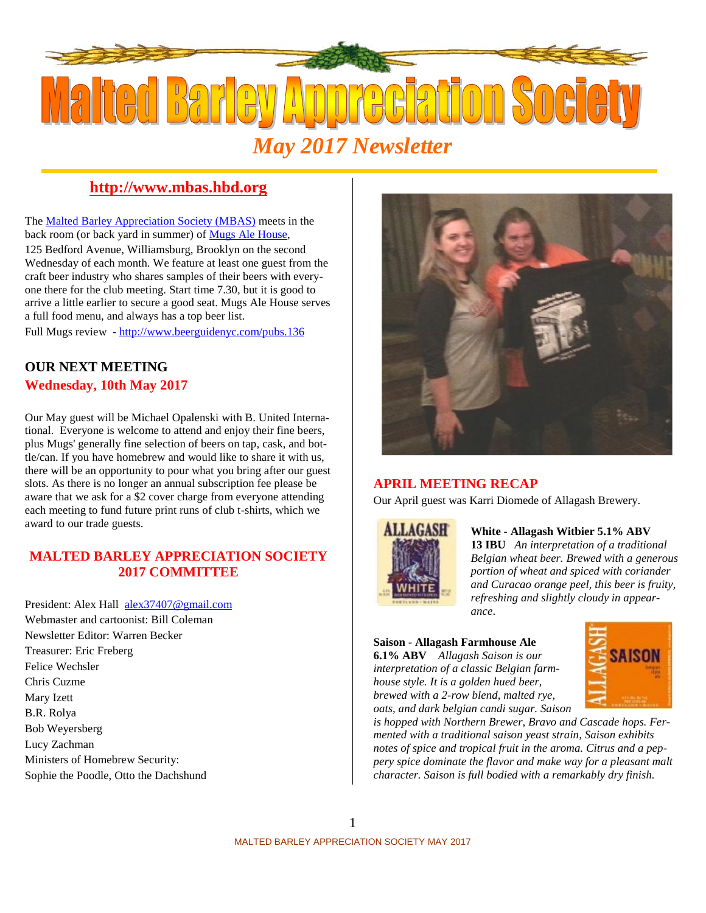# Malted Barley Appreciation Society

## May 2017 Newsletter

**http://www.mbas.hbd.org**

The Malted Barley Appreciation Society (MBAS) meets in the back room (or back yard in summer) of Mugs Ale House, 125 Bedford Avenue, Williamsburg, Brooklyn on the second Wednesday of each month. We feature at least one guest from the craft beer industry who shares samples of their beers with everyone there for the club meeting. Start time 7.30, but it is good to arrive a little earlier to secure a good seat. Mugs Ale House serves a full food menu, and always has a top beer list.

Full Mugs review - http://www.beerguidenyc.com/pubs.136

## OUR NEXT MEETING

### Wednesday, 10th May 2017

Our May guest will be Michael Opalenski with B. United International. Everyone is welcome to attend and enjoy their fine beers, plus Mugs' generally fine selection of beers on tap, cask, and bottle/can. If you have homebrew and would like to share it with us, there will be an opportunity to pour what you bring after our guest slots. As there is no longer an annual subscription fee please be aware that we ask for a $2 cover charge from everyone attending each meeting to fund future print runs of club t-shirts, which we award to our trade guests.

## MALTED BARLEY APPRECIATION SOCIETY 2017 COMMITTEE

President: Alex Hall alex37407@gmail.com
Webmaster and cartoonist: Bill Coleman
Newsletter Editor: Warren Becker
Treasurer: Eric Freberg
Felice Wechsler
Chris Cuzme
Mary Izett
B.R. Rolya
Bob Weyersberg
Lucy Zachman
Ministers of Homebrew Security:
Sophie the Poodle, Otto the Dachshund

## APRIL MEETING RECAP

Our April guest was Karri Diomede of Allagash Brewery.

**White - Allagash Witbier 5.1% ABV 13 IBU** *An interpretation of a traditional Belgian wheat beer. Brewed with a generous portion of wheat and spiced with coriander and Curacao orange peel, this beer is fruity, refreshing and slightly cloudy in appearance.*

**Saison - Allagash Farmhouse Ale 6.1% ABV** *Allagash Saison is our interpretation of a classic Belgian farmhouse style. It is a golden hued beer, brewed with a 2-row blend, malted rye, oats, and dark belgian candi sugar. Saison is hopped with Northern Brewer, Bravo and Cascade hops. Fermented with a traditional saison yeast strain, Saison exhibits notes of spice and tropical fruit in the aroma. Citrus and a peppery spice dominate the flavor and make way for a pleasant malt character. Saison is full bodied with a remarkably dry finish.*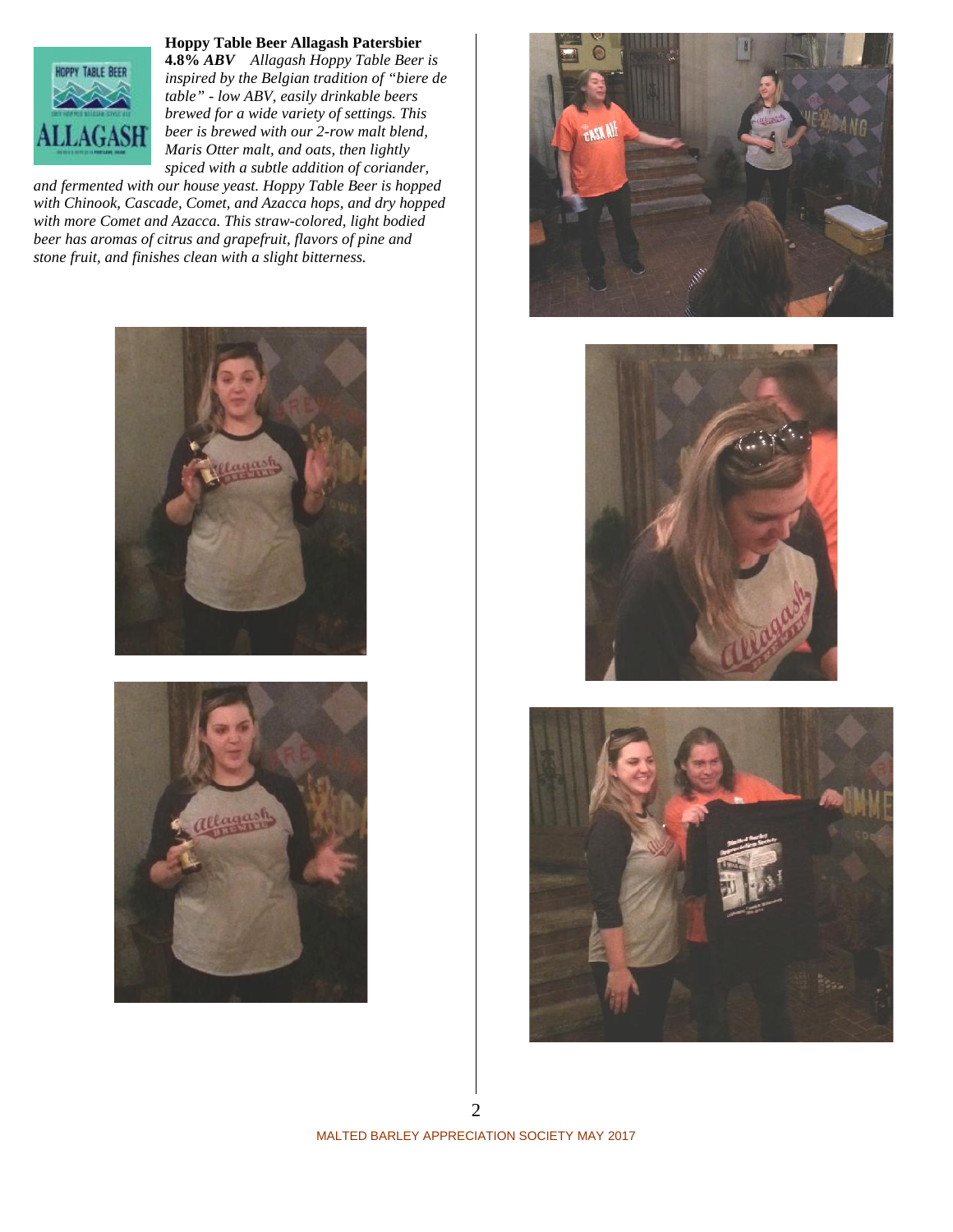**Hoppy Table Beer Allagash Patersbier**

**4.8%** ***ABV*** *Allagash Hoppy Table Beer is inspired by the Belgian tradition of "biere de table" - low ABV, easily drinkable beers brewed for a wide variety of settings. This beer is brewed with our 2-row malt blend, Maris Otter malt, and oats, then lightly spiced with a subtle addition of coriander, and fermented with our house yeast. Hoppy Table Beer is hopped with Chinook, Cascade, Comet, and Azacca hops, and dry hopped with more Comet and Azacca. This straw-colored, light bodied beer has aromas of citrus and grapefruit, flavors of pine and stone fruit, and finishes clean with a slight bitterness.*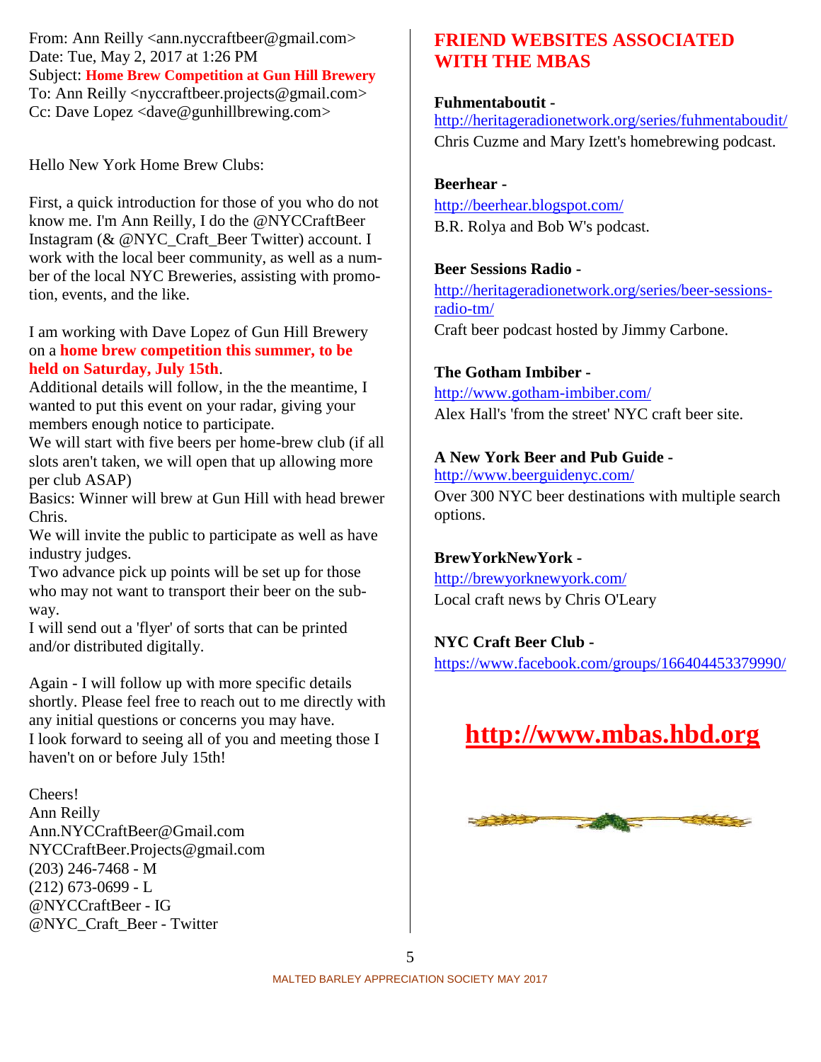From: Ann Reilly <ann.nyccraftbeer@gmail.com>
Date: Tue, May 2, 2017 at 1:26 PM
Subject: **Home Brew Competition at Gun Hill Brewery**
To: Ann Reilly <nyccraftbeer.projects@gmail.com>
Cc: Dave Lopez <dave@gunhillbrewing.com>

Hello New York Home Brew Clubs:

First, a quick introduction for those of you who do not know me. I'm Ann Reilly, I do the @NYCCraftBeer Instagram (& @NYC_Craft_Beer Twitter) account. I work with the local beer community, as well as a number of the local NYC Breweries, assisting with promotion, events, and the like.

I am working with Dave Lopez of Gun Hill Brewery on a **home brew competition this summer, to be held on Saturday, July 15th**.

Additional details will follow, in the the meantime, I wanted to put this event on your radar, giving your members enough notice to participate.

We will start with five beers per home-brew club (if all slots aren't taken, we will open that up allowing more per club ASAP)

Basics: Winner will brew at Gun Hill with head brewer Chris.

We will invite the public to participate as well as have industry judges.

Two advance pick up points will be set up for those who may not want to transport their beer on the subway.

I will send out a 'flyer' of sorts that can be printed and/or distributed digitally.

Again - I will follow up with more specific details shortly. Please feel free to reach out to me directly with any initial questions or concerns you may have.

I look forward to seeing all of you and meeting those I haven't on or before July 15th!

Cheers!
Ann Reilly
Ann.NYCCraftBeer@Gmail.com
NYCCraftBeer.Projects@gmail.com
(203) 246-7468 - M
(212) 673-0699 - L
@NYCCraftBeer - IG
@NYC_Craft_Beer - Twitter

## FRIEND WEBSITES ASSOCIATED WITH THE MBAS

**Fuhmentaboutit -**
http://heritageradionetwork.org/series/fuhmentaboudit/
Chris Cuzme and Mary Izett's homebrewing podcast.

**Beerhear -**
http://beerhear.blogspot.com/
B.R. Rolya and Bob W's podcast.

**Beer Sessions Radio -**
http://heritageradionetwork.org/series/beer-sessions-radio-tm/
Craft beer podcast hosted by Jimmy Carbone.

**The Gotham Imbiber -**
http://www.gotham-imbiber.com/
Alex Hall's 'from the street' NYC craft beer site.

**A New York Beer and Pub Guide -**
http://www.beerguidenyc.com/
Over 300 NYC beer destinations with multiple search options.

**BrewYorkNewYork -**
http://brewyorknewyork.com/
Local craft news by Chris O'Leary

**NYC Craft Beer Club -**
https://www.facebook.com/groups/166404453379990/

## http://www.mbas.hbd.org